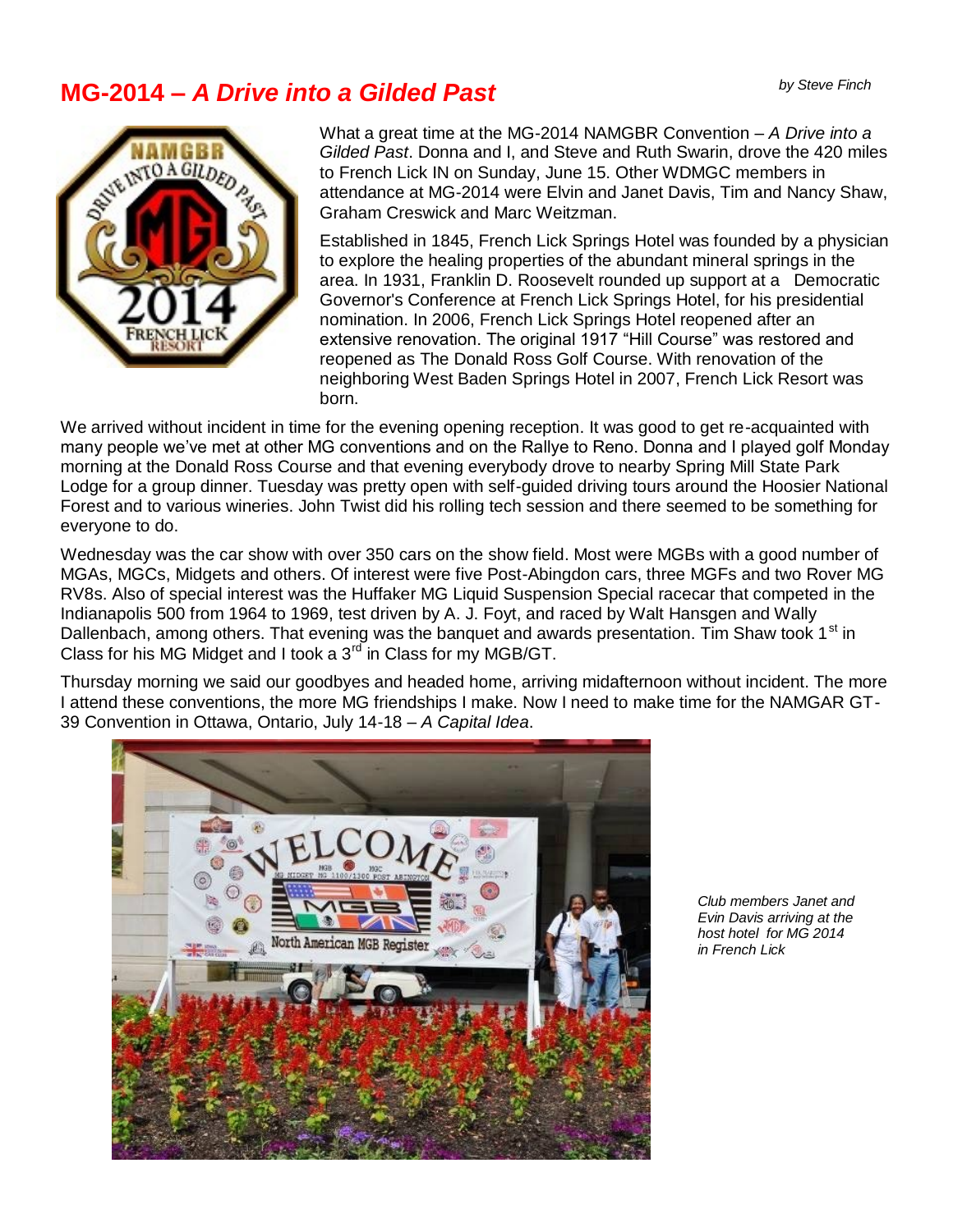## MG-2014 – *A Drive into a Gilded Past*

*by Steve Finch*

What a great time at the MG-2014 NAMGBR Convention – *A Drive into a Gilded Past*. Donna and I, and Steve and Ruth Swarin, drove the 420 miles to French Lick IN on Sunday, June 15. Other WDMGC members in attendance at MG-2014 were Elvin and Janet Davis, Tim and Nancy Shaw, Graham Creswick and Marc Weitzman.

Established in 1845, French Lick Springs Hotel was founded by a physician to explore the healing properties of the abundant mineral springs in the area. In 1931, Franklin D. Roosevelt rounded up support at a Democratic Governor's Conference at French Lick Springs Hotel, for his presidential nomination. In 2006, French Lick Springs Hotel reopened after an extensive renovation. The original 1917 "Hill Course" was restored and reopened as The Donald Ross Golf Course. With renovation of the neighboring West Baden Springs Hotel in 2007, French Lick Resort was born.

We arrived without incident in time for the evening opening reception. It was good to get re-acquainted with many people we've met at other MG conventions and on the Rallye to Reno. Donna and I played golf Monday morning at the Donald Ross Course and that evening everybody drove to nearby Spring Mill State Park Lodge for a group dinner. Tuesday was pretty open with self-guided driving tours around the Hoosier National Forest and to various wineries. John Twist did his rolling tech session and there seemed to be something for everyone to do.

Wednesday was the car show with over 350 cars on the show field. Most were MGBs with a good number of MGAs, MGCs, Midgets and others. Of interest were five Post-Abingdon cars, three MGFs and two Rover MG RV8s. Also of special interest was the Huffaker MG Liquid Suspension Special racecar that competed in the Indianapolis 500 from 1964 to 1969, test driven by A. J. Foyt, and raced by Walt Hansgen and Wally Dallenbach, among others. That evening was the banquet and awards presentation. Tim Shaw took 1st in Class for his MG Midget and I took a 3rd in Class for my MGB/GT.

Thursday morning we said our goodbyes and headed home, arriving midafternoon without incident. The more I attend these conventions, the more MG friendships I make. Now I need to make time for the NAMGAR GT-39 Convention in Ottawa, Ontario, July 14-18 – *A Capital Idea*.

*Club members Janet and Evin Davis arriving at the host hotel for MG 2014 in French Lick*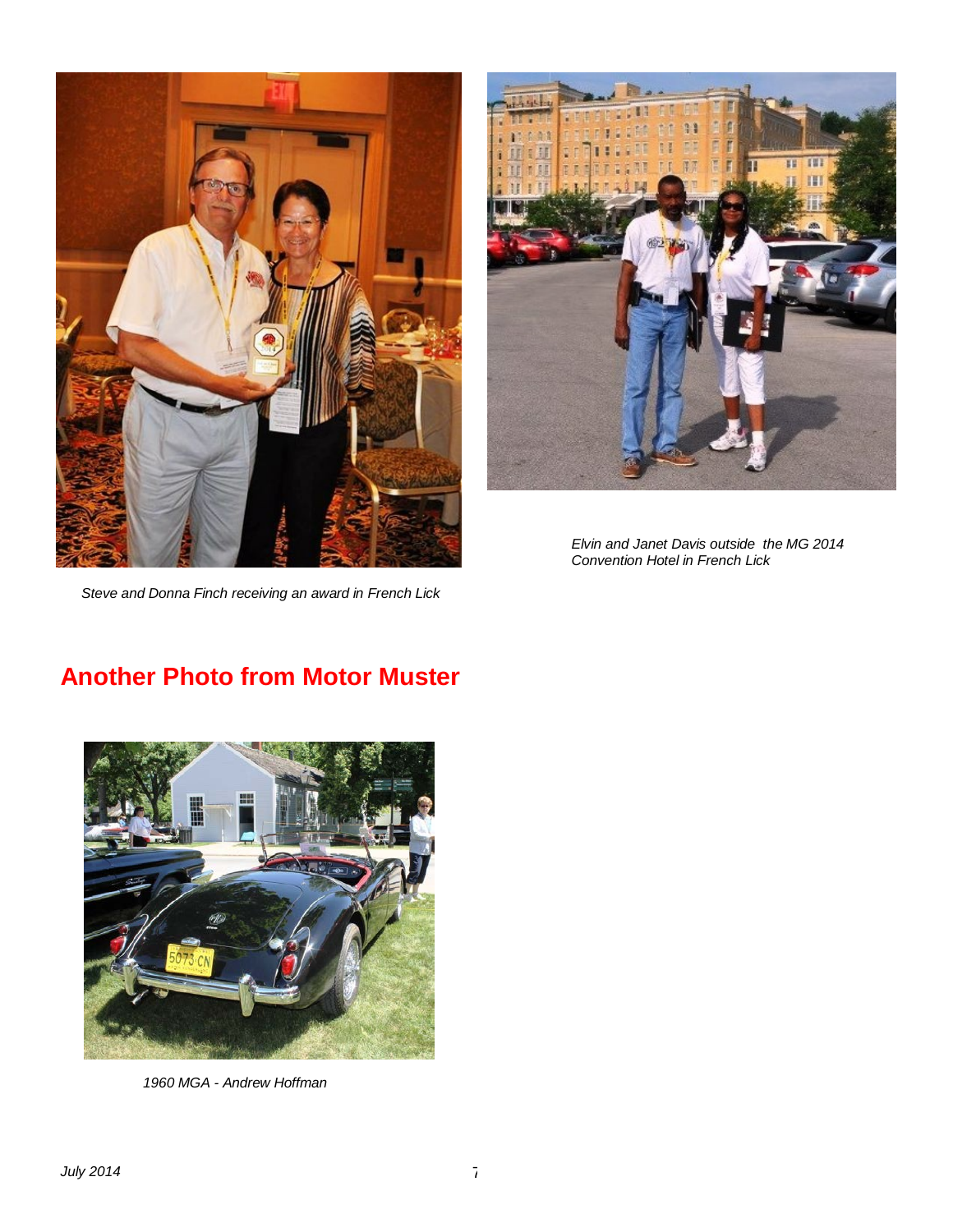*Steve and Donna Finch receiving an award in French Lick*

*Elvin and Janet Davis outside the MG 2014 Convention Hotel in French Lick*

## Another Photo from Motor Muster

*1960 MGA - Andrew Hoffman*